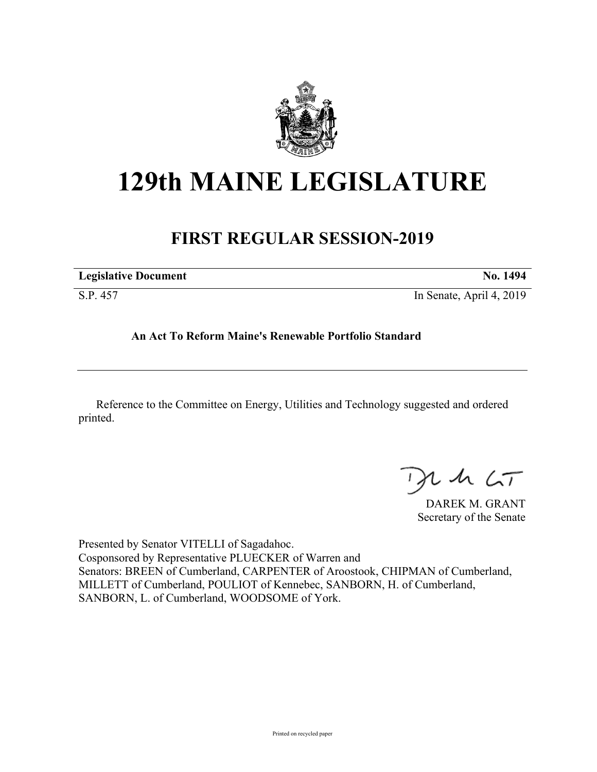# 129th MAINE LEGISLATURE

## FIRST REGULAR SESSION-2019

**Legislative Document** **No. 1494**

S.P. 457 In Senate, April 4, 2019

**An Act To Reform Maine's Renewable Portfolio Standard**

Reference to the Committee on Energy, Utilities and Technology suggested and ordered printed.

DAREK M. GRANT
Secretary of the Senate

Presented by Senator VITELLI of Sagadahoc.
Cosponsored by Representative PLUECKER of Warren and
Senators: BREEN of Cumberland, CARPENTER of Aroostook, CHIPMAN of Cumberland, MILLETT of Cumberland, POULIOT of Kennebec, SANBORN, H. of Cumberland, SANBORN, L. of Cumberland, WOODSOME of York.

Printed on recycled paper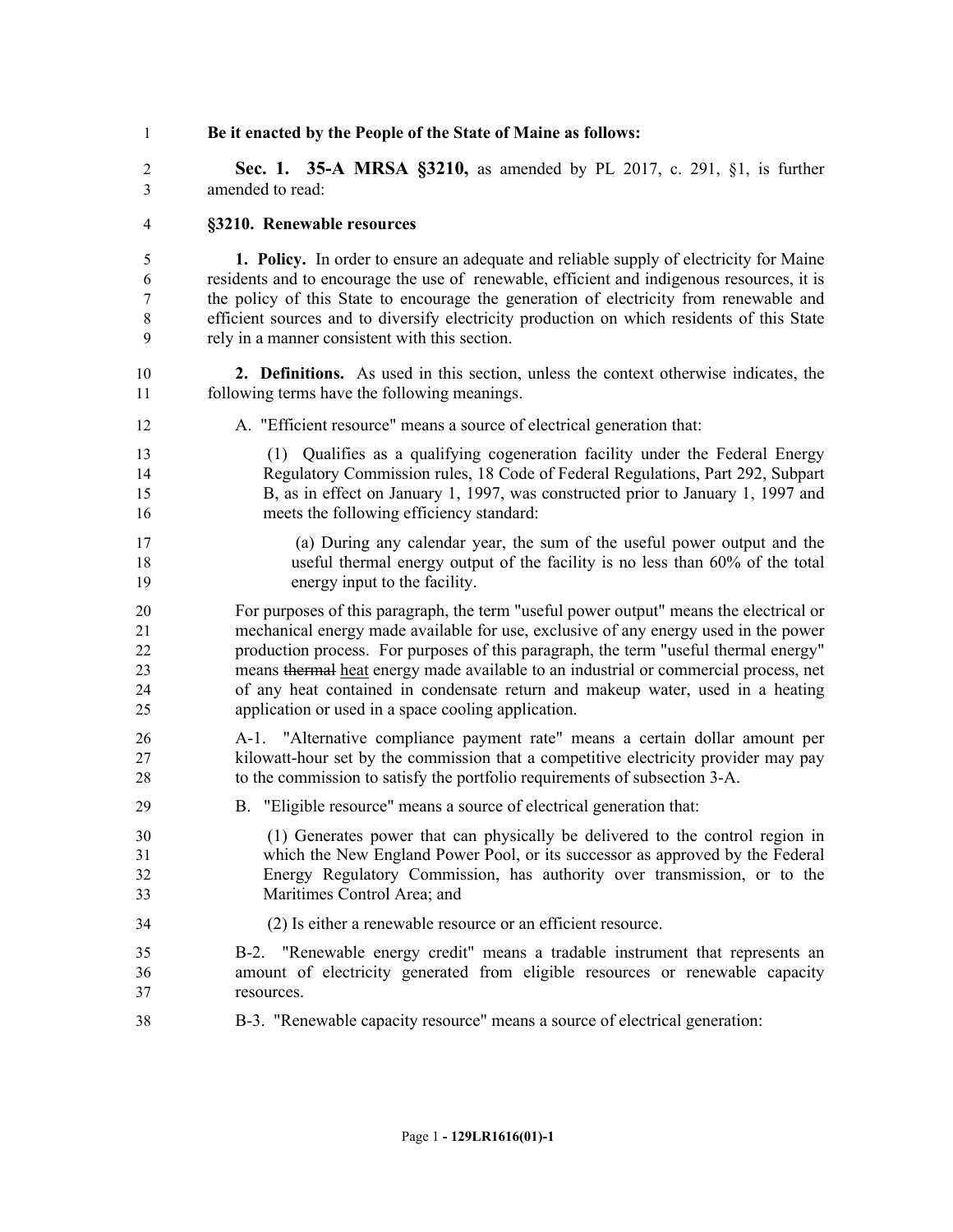**Be it enacted by the People of the State of Maine as follows:**

**Sec. 1. 35-A MRSA §3210,** as amended by PL 2017, c. 291, §1, is further amended to read:

**§3210. Renewable resources**

**1. Policy.** In order to ensure an adequate and reliable supply of electricity for Maine residents and to encourage the use of renewable, efficient and indigenous resources, it is the policy of this State to encourage the generation of electricity from renewable and efficient sources and to diversify electricity production on which residents of this State rely in a manner consistent with this section.

**2. Definitions.** As used in this section, unless the context otherwise indicates, the following terms have the following meanings.

A. "Efficient resource" means a source of electrical generation that:

(1) Qualifies as a qualifying cogeneration facility under the Federal Energy Regulatory Commission rules, 18 Code of Federal Regulations, Part 292, Subpart B, as in effect on January 1, 1997, was constructed prior to January 1, 1997 and meets the following efficiency standard:

(a) During any calendar year, the sum of the useful power output and the useful thermal energy output of the facility is no less than 60% of the total energy input to the facility.

For purposes of this paragraph, the term "useful power output" means the electrical or mechanical energy made available for use, exclusive of any energy used in the power production process. For purposes of this paragraph, the term "useful thermal energy" means ~~thermal~~ heat energy made available to an industrial or commercial process, net of any heat contained in condensate return and makeup water, used in a heating application or used in a space cooling application.

A-1. "Alternative compliance payment rate" means a certain dollar amount per kilowatt-hour set by the commission that a competitive electricity provider may pay to the commission to satisfy the portfolio requirements of subsection 3-A.

B. "Eligible resource" means a source of electrical generation that:

(1) Generates power that can physically be delivered to the control region in which the New England Power Pool, or its successor as approved by the Federal Energy Regulatory Commission, has authority over transmission, or to the Maritimes Control Area; and

(2) Is either a renewable resource or an efficient resource.

B-2. "Renewable energy credit" means a tradable instrument that represents an amount of electricity generated from eligible resources or renewable capacity resources.

B-3. "Renewable capacity resource" means a source of electrical generation: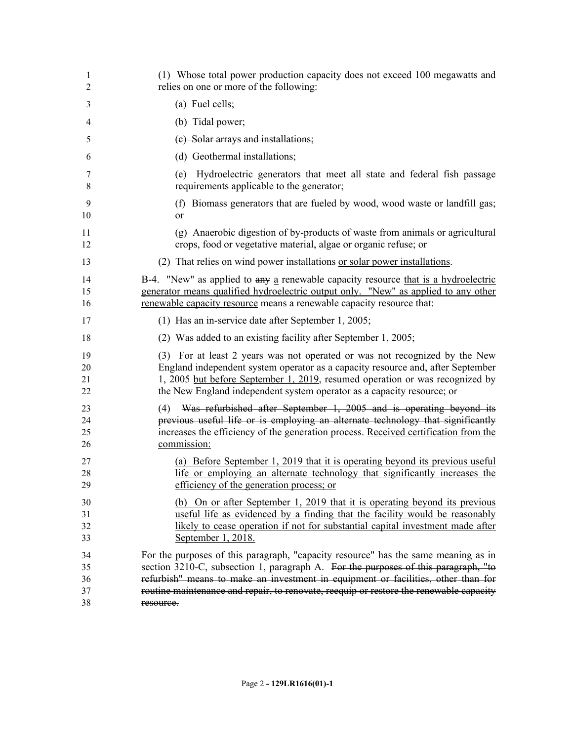(1) Whose total power production capacity does not exceed 100 megawatts and relies on one or more of the following:

(a) Fuel cells;

(b) Tidal power;

~~(c) Solar arrays and installations;~~

(d) Geothermal installations;

(e) Hydroelectric generators that meet all state and federal fish passage requirements applicable to the generator;

(f) Biomass generators that are fueled by wood, wood waste or landfill gas; or

(g) Anaerobic digestion of by-products of waste from animals or agricultural crops, food or vegetative material, algae or organic refuse; or

(2) That relies on wind power installations <u>or solar power installations</u>.

B-4. "New" as applied to ~~any~~ <u>a</u> renewable capacity resource <u>that is a hydroelectric generator means qualified hydroelectric output only. "New" as applied to any other renewable capacity resource</u> means a renewable capacity resource that:

(1) Has an in-service date after September 1, 2005;

(2) Was added to an existing facility after September 1, 2005;

(3) For at least 2 years was not operated or was not recognized by the New England independent system operator as a capacity resource and, after September 1, 2005 <u>but before September 1, 2019</u>, resumed operation or was recognized by the New England independent system operator as a capacity resource; or

(4) ~~Was refurbished after September 1, 2005 and is operating beyond its previous useful life or is employing an alternate technology that significantly increases the efficiency of the generation process.~~ <u>Received certification from the commission:</u>

<u>(a) Before September 1, 2019 that it is operating beyond its previous useful life or employing an alternate technology that significantly increases the efficiency of the generation process; or</u>

<u>(b) On or after September 1, 2019 that it is operating beyond its previous useful life as evidenced by a finding that the facility would be reasonably likely to cease operation if not for substantial capital investment made after September 1, 2018.</u>

For the purposes of this paragraph, "capacity resource" has the same meaning as in section 3210-C, subsection 1, paragraph A. ~~For the purposes of this paragraph, "to refurbish" means to make an investment in equipment or facilities, other than for routine maintenance and repair, to renovate, reequip or restore the renewable capacity resource.~~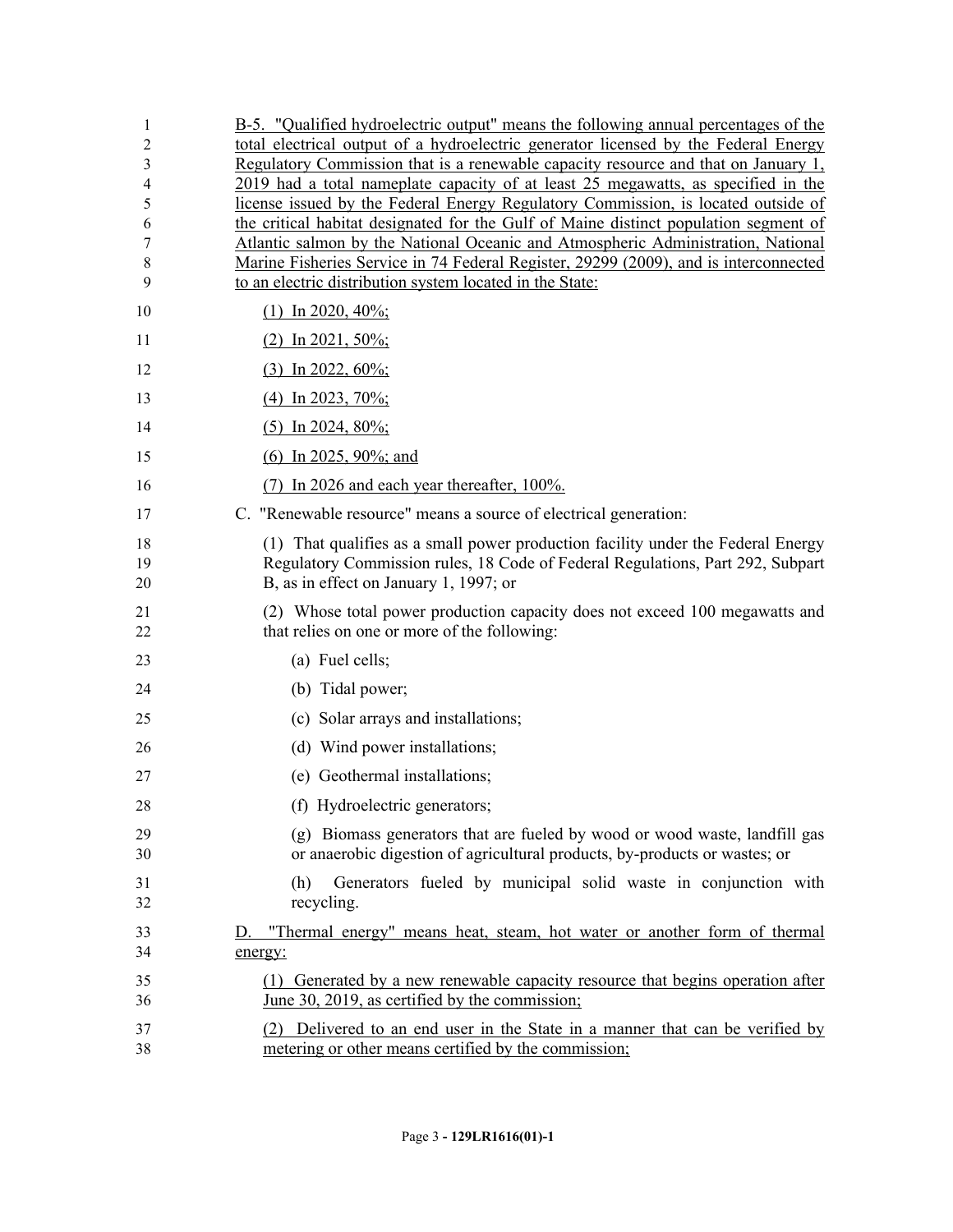B-5. "Qualified hydroelectric output" means the following annual percentages of the total electrical output of a hydroelectric generator licensed by the Federal Energy Regulatory Commission that is a renewable capacity resource and that on January 1, 2019 had a total nameplate capacity of at least 25 megawatts, as specified in the license issued by the Federal Energy Regulatory Commission, is located outside of the critical habitat designated for the Gulf of Maine distinct population segment of Atlantic salmon by the National Oceanic and Atmospheric Administration, National Marine Fisheries Service in 74 Federal Register, 29299 (2009), and is interconnected to an electric distribution system located in the State:

(1) In 2020, 40%;

(2) In 2021, 50%;

(3) In 2022, 60%;

(4) In 2023, 70%;

(5) In 2024, 80%;

(6) In 2025, 90%; and

(7) In 2026 and each year thereafter, 100%.

C. "Renewable resource" means a source of electrical generation:

(1) That qualifies as a small power production facility under the Federal Energy Regulatory Commission rules, 18 Code of Federal Regulations, Part 292, Subpart B, as in effect on January 1, 1997; or

(2) Whose total power production capacity does not exceed 100 megawatts and that relies on one or more of the following:

(a) Fuel cells;

(b) Tidal power;

(c) Solar arrays and installations;

(d) Wind power installations;

(e) Geothermal installations;

(f) Hydroelectric generators;

(g) Biomass generators that are fueled by wood or wood waste, landfill gas or anaerobic digestion of agricultural products, by-products or wastes; or

(h) Generators fueled by municipal solid waste in conjunction with recycling.

D. "Thermal energy" means heat, steam, hot water or another form of thermal energy:

(1) Generated by a new renewable capacity resource that begins operation after June 30, 2019, as certified by the commission;

(2) Delivered to an end user in the State in a manner that can be verified by metering or other means certified by the commission;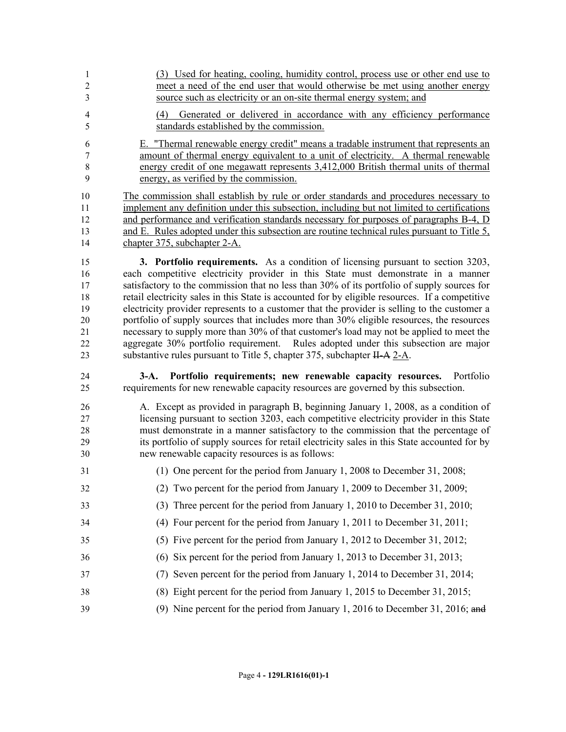(3) Used for heating, cooling, humidity control, process use or other end use to meet a need of the end user that would otherwise be met using another energy source such as electricity or an on-site thermal energy system; and

(4) Generated or delivered in accordance with any efficiency performance standards established by the commission.

E. "Thermal renewable energy credit" means a tradable instrument that represents an amount of thermal energy equivalent to a unit of electricity. A thermal renewable energy credit of one megawatt represents 3,412,000 British thermal units of thermal energy, as verified by the commission.

The commission shall establish by rule or order standards and procedures necessary to implement any definition under this subsection, including but not limited to certifications and performance and verification standards necessary for purposes of paragraphs B-4, D and E. Rules adopted under this subsection are routine technical rules pursuant to Title 5, chapter 375, subchapter 2-A.

**3. Portfolio requirements.** As a condition of licensing pursuant to section 3203, each competitive electricity provider in this State must demonstrate in a manner satisfactory to the commission that no less than 30% of its portfolio of supply sources for retail electricity sales in this State is accounted for by eligible resources. If a competitive electricity provider represents to a customer that the provider is selling to the customer a portfolio of supply sources that includes more than 30% eligible resources, the resources necessary to supply more than 30% of that customer's load may not be applied to meet the aggregate 30% portfolio requirement. Rules adopted under this subsection are major substantive rules pursuant to Title 5, chapter 375, subchapter ~~II-A~~ 2-A.

**3-A. Portfolio requirements; new renewable capacity resources.** Portfolio requirements for new renewable capacity resources are governed by this subsection.

A. Except as provided in paragraph B, beginning January 1, 2008, as a condition of licensing pursuant to section 3203, each competitive electricity provider in this State must demonstrate in a manner satisfactory to the commission that the percentage of its portfolio of supply sources for retail electricity sales in this State accounted for by new renewable capacity resources is as follows:

(1) One percent for the period from January 1, 2008 to December 31, 2008;

(2) Two percent for the period from January 1, 2009 to December 31, 2009;

(3) Three percent for the period from January 1, 2010 to December 31, 2010;

(4) Four percent for the period from January 1, 2011 to December 31, 2011;

(5) Five percent for the period from January 1, 2012 to December 31, 2012;

(6) Six percent for the period from January 1, 2013 to December 31, 2013;

(7) Seven percent for the period from January 1, 2014 to December 31, 2014;

(8) Eight percent for the period from January 1, 2015 to December 31, 2015;

(9) Nine percent for the period from January 1, 2016 to December 31, 2016; ~~and~~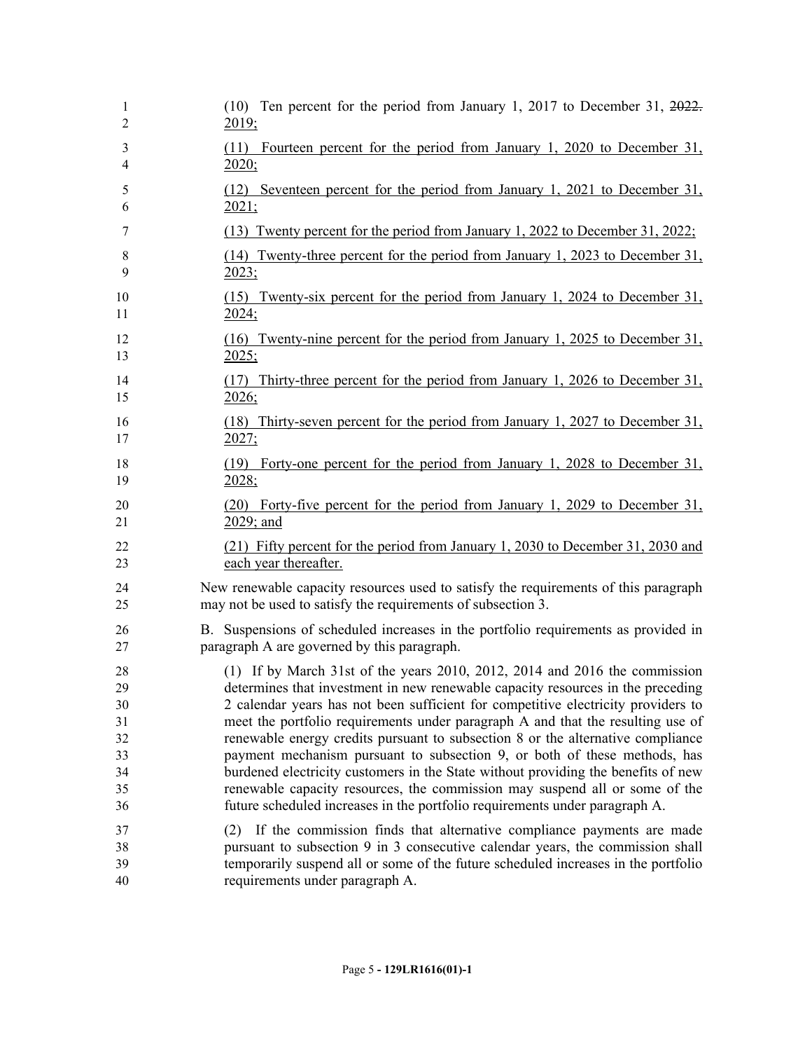(10) Ten percent for the period from January 1, 2017 to December 31, ~~2022.~~ 2019;

(11) Fourteen percent for the period from January 1, 2020 to December 31, 2020;

(12) Seventeen percent for the period from January 1, 2021 to December 31, 2021;

(13) Twenty percent for the period from January 1, 2022 to December 31, 2022;

(14) Twenty-three percent for the period from January 1, 2023 to December 31, 2023;

(15) Twenty-six percent for the period from January 1, 2024 to December 31, 2024;

(16) Twenty-nine percent for the period from January 1, 2025 to December 31, 2025;

(17) Thirty-three percent for the period from January 1, 2026 to December 31, 2026;

(18) Thirty-seven percent for the period from January 1, 2027 to December 31, 2027;

(19) Forty-one percent for the period from January 1, 2028 to December 31, 2028;

(20) Forty-five percent for the period from January 1, 2029 to December 31, 2029; and

(21) Fifty percent for the period from January 1, 2030 to December 31, 2030 and each year thereafter.

New renewable capacity resources used to satisfy the requirements of this paragraph may not be used to satisfy the requirements of subsection 3.

B. Suspensions of scheduled increases in the portfolio requirements as provided in paragraph A are governed by this paragraph.

(1) If by March 31st of the years 2010, 2012, 2014 and 2016 the commission determines that investment in new renewable capacity resources in the preceding 2 calendar years has not been sufficient for competitive electricity providers to meet the portfolio requirements under paragraph A and that the resulting use of renewable energy credits pursuant to subsection 8 or the alternative compliance payment mechanism pursuant to subsection 9, or both of these methods, has burdened electricity customers in the State without providing the benefits of new renewable capacity resources, the commission may suspend all or some of the future scheduled increases in the portfolio requirements under paragraph A.

(2) If the commission finds that alternative compliance payments are made pursuant to subsection 9 in 3 consecutive calendar years, the commission shall temporarily suspend all or some of the future scheduled increases in the portfolio requirements under paragraph A.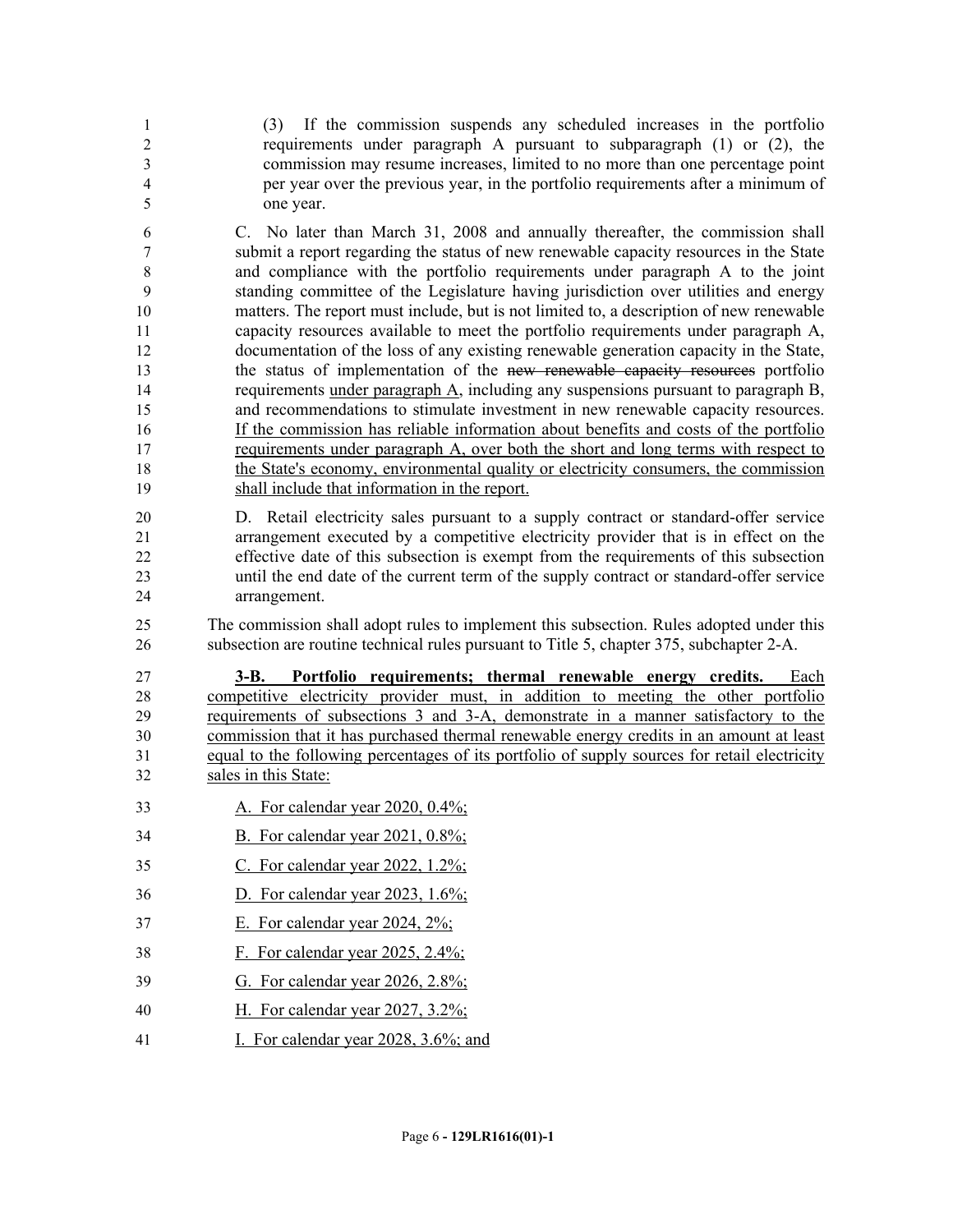(3) If the commission suspends any scheduled increases in the portfolio requirements under paragraph A pursuant to subparagraph (1) or (2), the commission may resume increases, limited to no more than one percentage point per year over the previous year, in the portfolio requirements after a minimum of one year.

C. No later than March 31, 2008 and annually thereafter, the commission shall submit a report regarding the status of new renewable capacity resources in the State and compliance with the portfolio requirements under paragraph A to the joint standing committee of the Legislature having jurisdiction over utilities and energy matters. The report must include, but is not limited to, a description of new renewable capacity resources available to meet the portfolio requirements under paragraph A, documentation of the loss of any existing renewable generation capacity in the State, the status of implementation of the ~~new renewable capacity resources~~ portfolio requirements under paragraph A, including any suspensions pursuant to paragraph B, and recommendations to stimulate investment in new renewable capacity resources. If the commission has reliable information about benefits and costs of the portfolio requirements under paragraph A, over both the short and long terms with respect to the State's economy, environmental quality or electricity consumers, the commission shall include that information in the report.

D. Retail electricity sales pursuant to a supply contract or standard-offer service arrangement executed by a competitive electricity provider that is in effect on the effective date of this subsection is exempt from the requirements of this subsection until the end date of the current term of the supply contract or standard-offer service arrangement.

The commission shall adopt rules to implement this subsection. Rules adopted under this subsection are routine technical rules pursuant to Title 5, chapter 375, subchapter 2-A.

**3-B. Portfolio requirements; thermal renewable energy credits.** Each competitive electricity provider must, in addition to meeting the other portfolio requirements of subsections 3 and 3-A, demonstrate in a manner satisfactory to the commission that it has purchased thermal renewable energy credits in an amount at least equal to the following percentages of its portfolio of supply sources for retail electricity sales in this State:

A. For calendar year 2020, 0.4%;

B. For calendar year 2021, 0.8%;

C. For calendar year 2022, 1.2%;

D. For calendar year 2023, 1.6%;

E. For calendar year 2024, 2%;

F. For calendar year 2025, 2.4%;

G. For calendar year 2026, 2.8%;

H. For calendar year 2027, 3.2%;

I. For calendar year 2028, 3.6%; and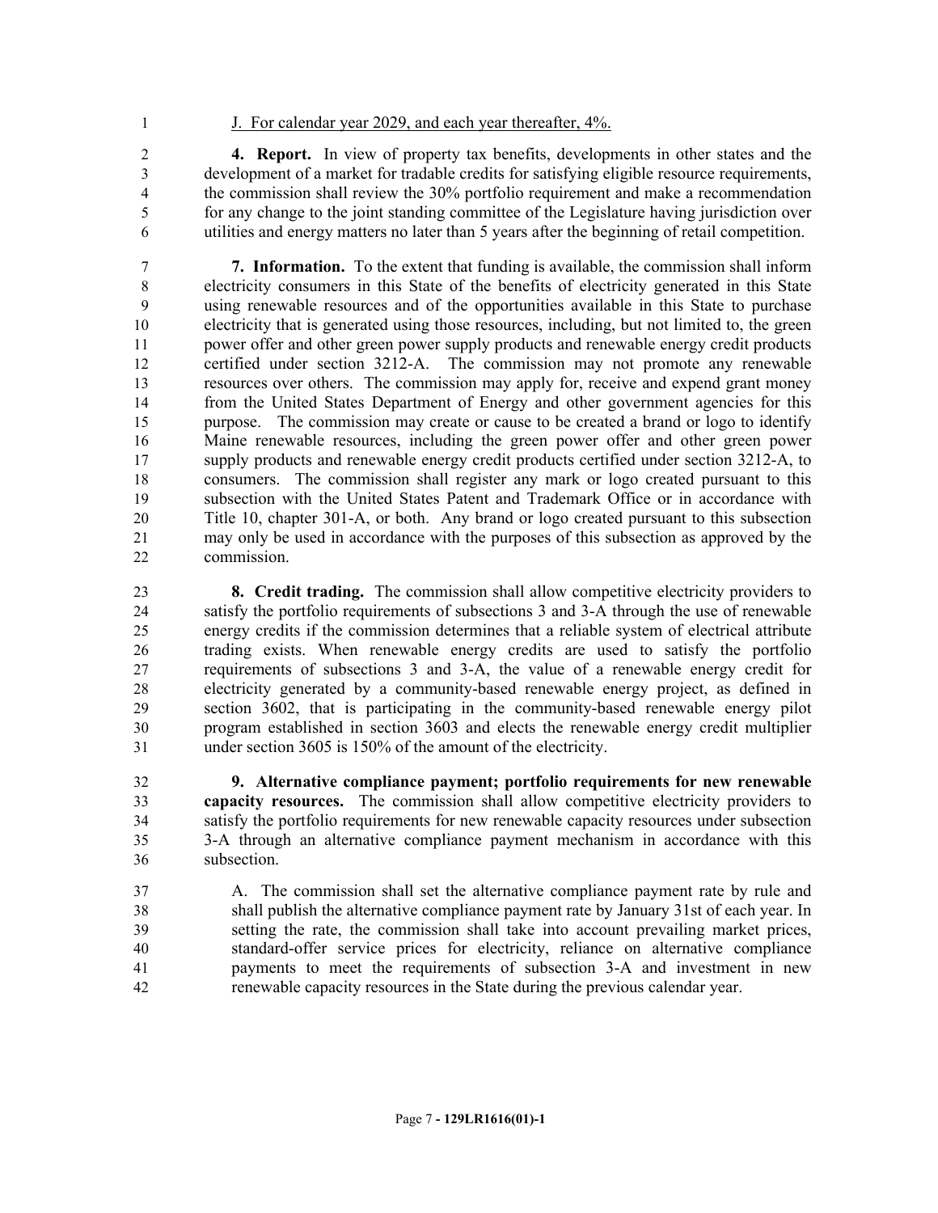J. For calendar year 2029, and each year thereafter, 4%.

**4. Report.** In view of property tax benefits, developments in other states and the development of a market for tradable credits for satisfying eligible resource requirements, the commission shall review the 30% portfolio requirement and make a recommendation for any change to the joint standing committee of the Legislature having jurisdiction over utilities and energy matters no later than 5 years after the beginning of retail competition.

**7. Information.** To the extent that funding is available, the commission shall inform electricity consumers in this State of the benefits of electricity generated in this State using renewable resources and of the opportunities available in this State to purchase electricity that is generated using those resources, including, but not limited to, the green power offer and other green power supply products and renewable energy credit products certified under section 3212-A. The commission may not promote any renewable resources over others. The commission may apply for, receive and expend grant money from the United States Department of Energy and other government agencies for this purpose. The commission may create or cause to be created a brand or logo to identify Maine renewable resources, including the green power offer and other green power supply products and renewable energy credit products certified under section 3212-A, to consumers. The commission shall register any mark or logo created pursuant to this subsection with the United States Patent and Trademark Office or in accordance with Title 10, chapter 301-A, or both. Any brand or logo created pursuant to this subsection may only be used in accordance with the purposes of this subsection as approved by the commission.

**8. Credit trading.** The commission shall allow competitive electricity providers to satisfy the portfolio requirements of subsections 3 and 3-A through the use of renewable energy credits if the commission determines that a reliable system of electrical attribute trading exists. When renewable energy credits are used to satisfy the portfolio requirements of subsections 3 and 3-A, the value of a renewable energy credit for electricity generated by a community-based renewable energy project, as defined in section 3602, that is participating in the community-based renewable energy pilot program established in section 3603 and elects the renewable energy credit multiplier under section 3605 is 150% of the amount of the electricity.

**9. Alternative compliance payment; portfolio requirements for new renewable capacity resources.** The commission shall allow competitive electricity providers to satisfy the portfolio requirements for new renewable capacity resources under subsection 3-A through an alternative compliance payment mechanism in accordance with this subsection.

A. The commission shall set the alternative compliance payment rate by rule and shall publish the alternative compliance payment rate by January 31st of each year. In setting the rate, the commission shall take into account prevailing market prices, standard-offer service prices for electricity, reliance on alternative compliance payments to meet the requirements of subsection 3-A and investment in new renewable capacity resources in the State during the previous calendar year.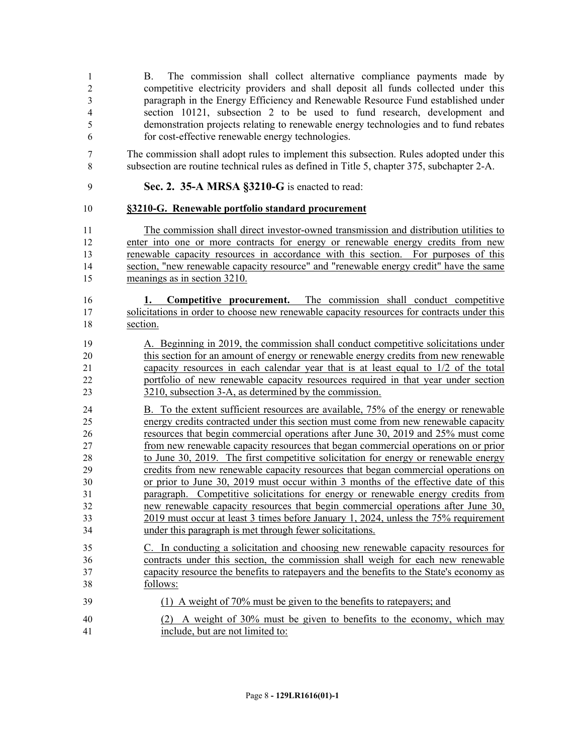B. The commission shall collect alternative compliance payments made by competitive electricity providers and shall deposit all funds collected under this paragraph in the Energy Efficiency and Renewable Resource Fund established under section 10121, subsection 2 to be used to fund research, development and demonstration projects relating to renewable energy technologies and to fund rebates for cost-effective renewable energy technologies.

The commission shall adopt rules to implement this subsection. Rules adopted under this subsection are routine technical rules as defined in Title 5, chapter 375, subchapter 2-A.

**Sec. 2. 35-A MRSA §3210-G** is enacted to read:

**§3210-G. Renewable portfolio standard procurement**

The commission shall direct investor-owned transmission and distribution utilities to enter into one or more contracts for energy or renewable energy credits from new renewable capacity resources in accordance with this section. For purposes of this section, "new renewable capacity resource" and "renewable energy credit" have the same meanings as in section 3210.

**1. Competitive procurement.** The commission shall conduct competitive solicitations in order to choose new renewable capacity resources for contracts under this section.

A. Beginning in 2019, the commission shall conduct competitive solicitations under this section for an amount of energy or renewable energy credits from new renewable capacity resources in each calendar year that is at least equal to 1/2 of the total portfolio of new renewable capacity resources required in that year under section 3210, subsection 3-A, as determined by the commission.

B. To the extent sufficient resources are available, 75% of the energy or renewable energy credits contracted under this section must come from new renewable capacity resources that begin commercial operations after June 30, 2019 and 25% must come from new renewable capacity resources that began commercial operations on or prior to June 30, 2019. The first competitive solicitation for energy or renewable energy credits from new renewable capacity resources that began commercial operations on or prior to June 30, 2019 must occur within 3 months of the effective date of this paragraph. Competitive solicitations for energy or renewable energy credits from new renewable capacity resources that begin commercial operations after June 30, 2019 must occur at least 3 times before January 1, 2024, unless the 75% requirement under this paragraph is met through fewer solicitations.

C. In conducting a solicitation and choosing new renewable capacity resources for contracts under this section, the commission shall weigh for each new renewable capacity resource the benefits to ratepayers and the benefits to the State's economy as follows:

(1) A weight of 70% must be given to the benefits to ratepayers; and

(2) A weight of 30% must be given to benefits to the economy, which may include, but are not limited to: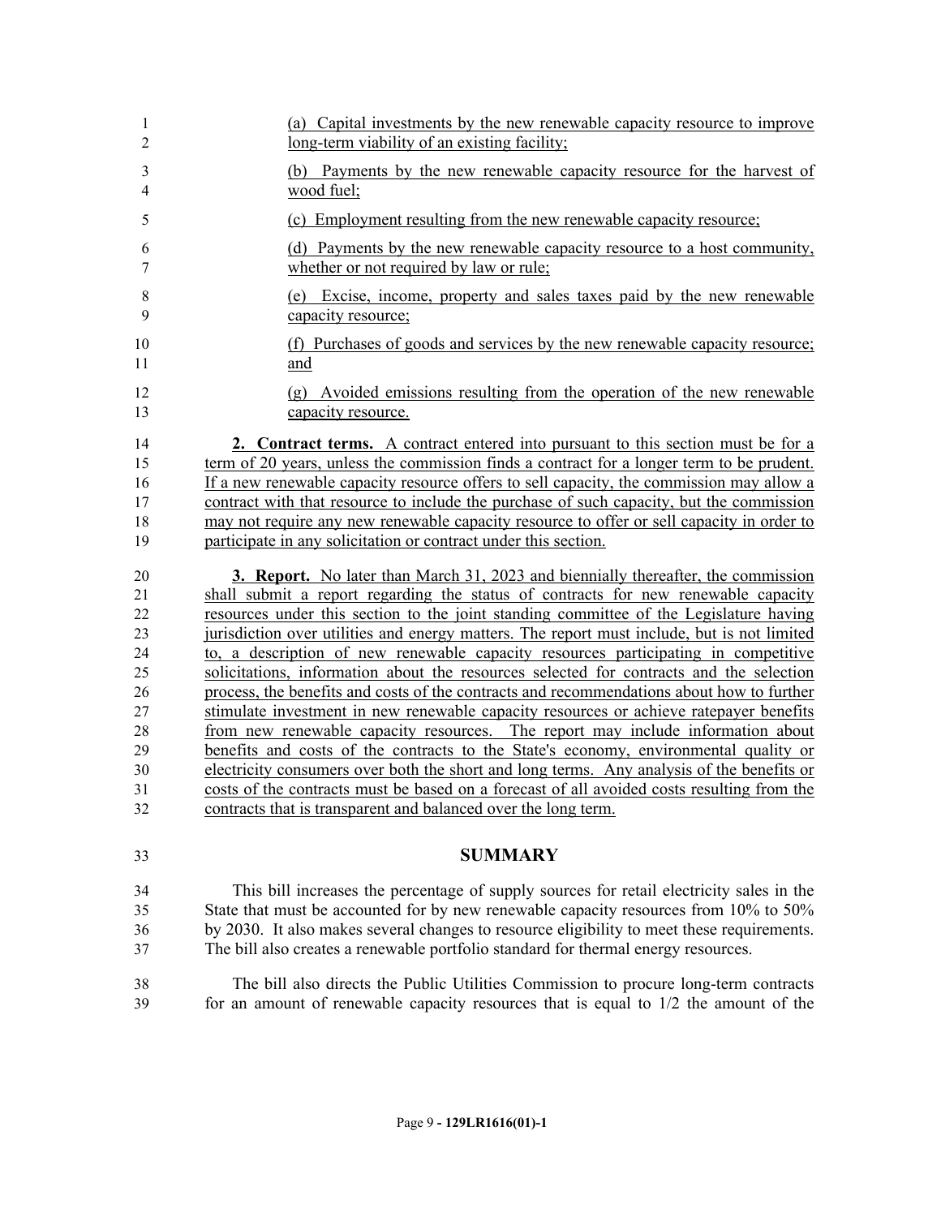(a) Capital investments by the new renewable capacity resource to improve long-term viability of an existing facility;

(b) Payments by the new renewable capacity resource for the harvest of wood fuel;

(c) Employment resulting from the new renewable capacity resource;

(d) Payments by the new renewable capacity resource to a host community, whether or not required by law or rule;

(e) Excise, income, property and sales taxes paid by the new renewable capacity resource;

(f) Purchases of goods and services by the new renewable capacity resource; and

(g) Avoided emissions resulting from the operation of the new renewable capacity resource.

**2. Contract terms.** A contract entered into pursuant to this section must be for a term of 20 years, unless the commission finds a contract for a longer term to be prudent. If a new renewable capacity resource offers to sell capacity, the commission may allow a contract with that resource to include the purchase of such capacity, but the commission may not require any new renewable capacity resource to offer or sell capacity in order to participate in any solicitation or contract under this section.

**3. Report.** No later than March 31, 2023 and biennially thereafter, the commission shall submit a report regarding the status of contracts for new renewable capacity resources under this section to the joint standing committee of the Legislature having jurisdiction over utilities and energy matters. The report must include, but is not limited to, a description of new renewable capacity resources participating in competitive solicitations, information about the resources selected for contracts and the selection process, the benefits and costs of the contracts and recommendations about how to further stimulate investment in new renewable capacity resources or achieve ratepayer benefits from new renewable capacity resources. The report may include information about benefits and costs of the contracts to the State's economy, environmental quality or electricity consumers over both the short and long terms. Any analysis of the benefits or costs of the contracts must be based on a forecast of all avoided costs resulting from the contracts that is transparent and balanced over the long term.

## SUMMARY

This bill increases the percentage of supply sources for retail electricity sales in the State that must be accounted for by new renewable capacity resources from 10% to 50% by 2030. It also makes several changes to resource eligibility to meet these requirements. The bill also creates a renewable portfolio standard for thermal energy resources.

The bill also directs the Public Utilities Commission to procure long-term contracts for an amount of renewable capacity resources that is equal to 1/2 the amount of the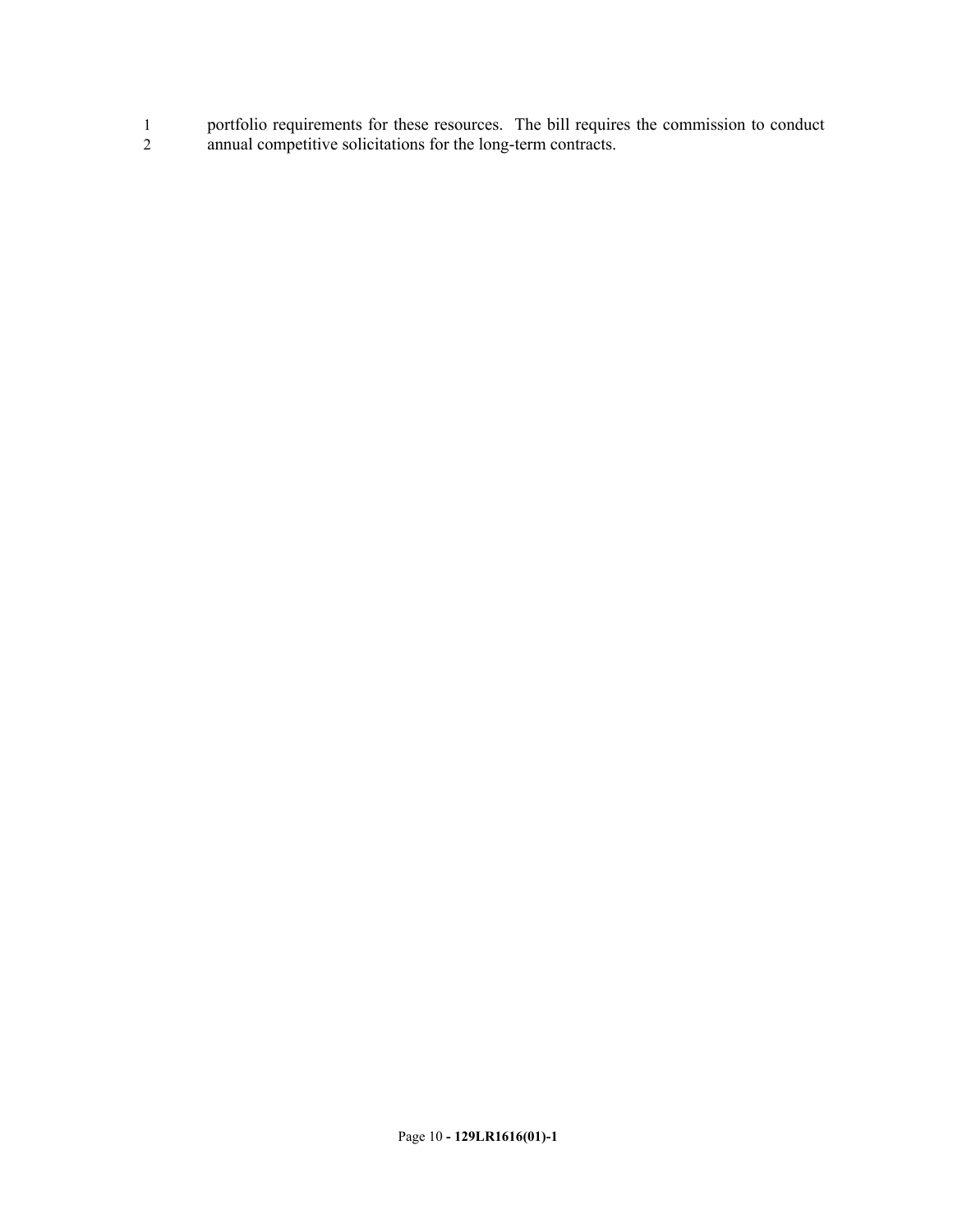portfolio requirements for these resources. The bill requires the commission to conduct annual competitive solicitations for the long-term contracts.